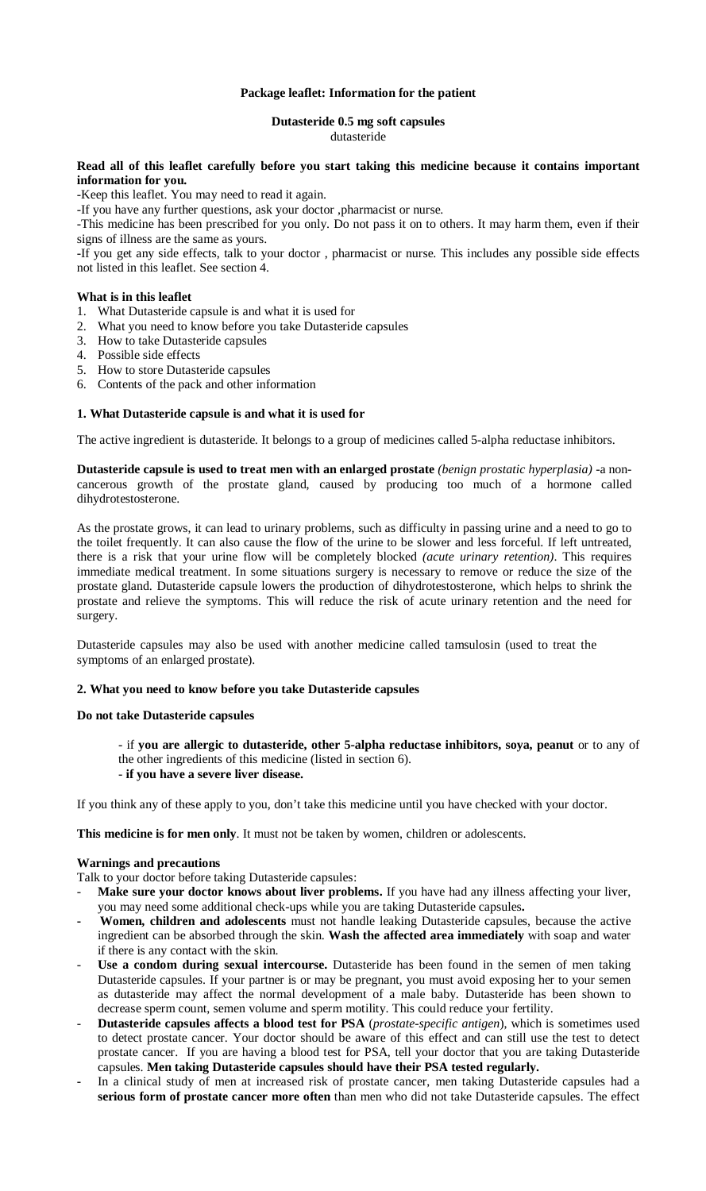**Package leaflet: Information for the patient**

**Dutasteride 0.5 mg soft capsules**
dutasteride

**Read all of this leaflet carefully before you start taking this medicine because it contains important information for you.**

-Keep this leaflet. You may need to read it again.

-If you have any further questions, ask your doctor ,pharmacist or nurse.

-This medicine has been prescribed for you only. Do not pass it on to others. It may harm them, even if their signs of illness are the same as yours.

-If you get any side effects, talk to your doctor , pharmacist or nurse. This includes any possible side effects not listed in this leaflet. See section 4.

**What is in this leaflet**

1. What Dutasteride capsule is and what it is used for
2. What you need to know before you take Dutasteride capsules
3. How to take Dutasteride capsules
4. Possible side effects
5. How to store Dutasteride capsules
6. Contents of the pack and other information

**1. What Dutasteride capsule is and what it is used for**

The active ingredient is dutasteride. It belongs to a group of medicines called 5-alpha reductase inhibitors.

**Dutasteride capsule is used to treat men with an enlarged prostate** *(benign prostatic hyperplasia)* -a non-cancerous growth of the prostate gland, caused by producing too much of a hormone called dihydrotestosterone.

As the prostate grows, it can lead to urinary problems, such as difficulty in passing urine and a need to go to the toilet frequently. It can also cause the flow of the urine to be slower and less forceful. If left untreated, there is a risk that your urine flow will be completely blocked *(acute urinary retention)*. This requires immediate medical treatment. In some situations surgery is necessary to remove or reduce the size of the prostate gland. Dutasteride capsule lowers the production of dihydrotestosterone, which helps to shrink the prostate and relieve the symptoms. This will reduce the risk of acute urinary retention and the need for surgery.

Dutasteride capsules may also be used with another medicine called tamsulosin (used to treat the symptoms of an enlarged prostate).

**2. What you need to know before you take Dutasteride capsules**

**Do not take Dutasteride capsules**

- if **you are allergic to dutasteride, other 5-alpha reductase inhibitors, soya, peanut** or to any of the other ingredients of this medicine (listed in section 6).
- **if you have a severe liver disease.**

If you think any of these apply to you, don't take this medicine until you have checked with your doctor.

**This medicine is for men only**. It must not be taken by women, children or adolescents.

**Warnings and precautions**

Talk to your doctor before taking Dutasteride capsules:

- **Make sure your doctor knows about liver problems.** If you have had any illness affecting your liver, you may need some additional check-ups while you are taking Dutasteride capsules**.**
- **Women, children and adolescents** must not handle leaking Dutasteride capsules, because the active ingredient can be absorbed through the skin. **Wash the affected area immediately** with soap and water if there is any contact with the skin.
- **Use a condom during sexual intercourse.** Dutasteride has been found in the semen of men taking Dutasteride capsules. If your partner is or may be pregnant, you must avoid exposing her to your semen as dutasteride may affect the normal development of a male baby. Dutasteride has been shown to decrease sperm count, semen volume and sperm motility. This could reduce your fertility.
- **Dutasteride capsules affects a blood test for PSA** (*prostate-specific antigen*), which is sometimes used to detect prostate cancer. Your doctor should be aware of this effect and can still use the test to detect prostate cancer. If you are having a blood test for PSA, tell your doctor that you are taking Dutasteride capsules. **Men taking Dutasteride capsules should have their PSA tested regularly.**
- In a clinical study of men at increased risk of prostate cancer, men taking Dutasteride capsules had a **serious form of prostate cancer more often** than men who did not take Dutasteride capsules. The effect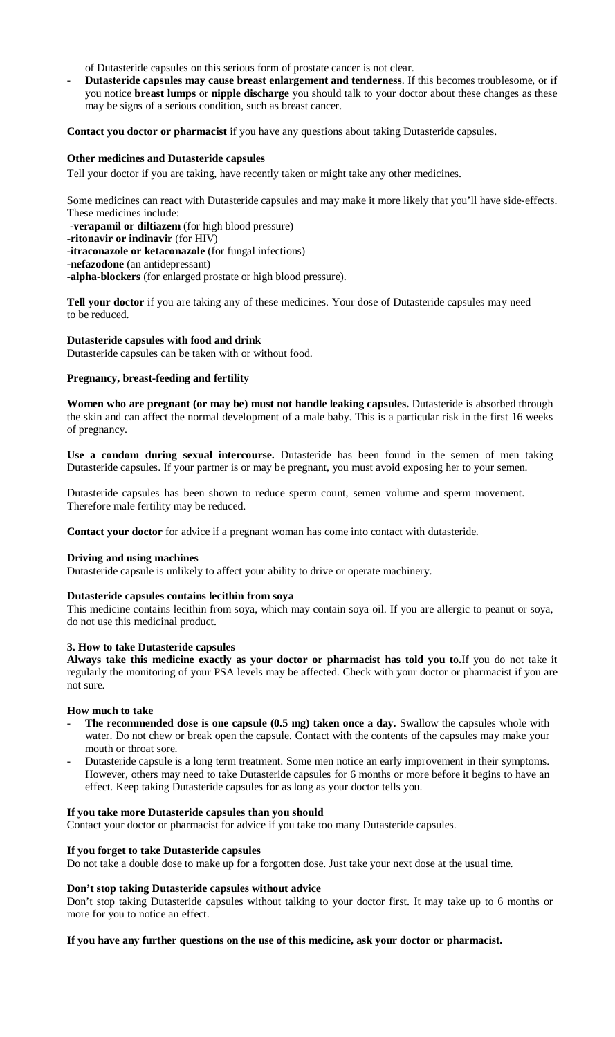of Dutasteride capsules on this serious form of prostate cancer is not clear.

- **Dutasteride capsules may cause breast enlargement and tenderness**. If this becomes troublesome, or if you notice **breast lumps** or **nipple discharge** you should talk to your doctor about these changes as these may be signs of a serious condition, such as breast cancer.

**Contact you doctor or pharmacist** if you have any questions about taking Dutasteride capsules.

**Other medicines and Dutasteride capsules**

Tell your doctor if you are taking, have recently taken or might take any other medicines.

Some medicines can react with Dutasteride capsules and may make it more likely that you'll have side-effects. These medicines include:

-**verapamil or diltiazem** (for high blood pressure)
-**ritonavir or indinavir** (for HIV)
-**itraconazole or ketaconazole** (for fungal infections)
-**nefazodone** (an antidepressant)
-**alpha-blockers** (for enlarged prostate or high blood pressure).

**Tell your doctor** if you are taking any of these medicines. Your dose of Dutasteride capsules may need to be reduced.

**Dutasteride capsules with food and drink**

Dutasteride capsules can be taken with or without food.

**Pregnancy, breast-feeding and fertility**

**Women who are pregnant (or may be) must not handle leaking capsules.** Dutasteride is absorbed through the skin and can affect the normal development of a male baby. This is a particular risk in the first 16 weeks of pregnancy.

**Use a condom during sexual intercourse.** Dutasteride has been found in the semen of men taking Dutasteride capsules. If your partner is or may be pregnant, you must avoid exposing her to your semen.

Dutasteride capsules has been shown to reduce sperm count, semen volume and sperm movement. Therefore male fertility may be reduced.

**Contact your doctor** for advice if a pregnant woman has come into contact with dutasteride.

**Driving and using machines**

Dutasteride capsule is unlikely to affect your ability to drive or operate machinery.

**Dutasteride capsules contains lecithin from soya**

This medicine contains lecithin from soya, which may contain soya oil. If you are allergic to peanut or soya, do not use this medicinal product.

**3. How to take Dutasteride capsules**

**Always take this medicine exactly as your doctor or pharmacist has told you to.**If you do not take it regularly the monitoring of your PSA levels may be affected. Check with your doctor or pharmacist if you are not sure.

**How much to take**

- **The recommended dose is one capsule (0.5 mg) taken once a day.** Swallow the capsules whole with water. Do not chew or break open the capsule. Contact with the contents of the capsules may make your mouth or throat sore.
- Dutasteride capsule is a long term treatment. Some men notice an early improvement in their symptoms. However, others may need to take Dutasteride capsules for 6 months or more before it begins to have an effect. Keep taking Dutasteride capsules for as long as your doctor tells you.

**If you take more Dutasteride capsules than you should**

Contact your doctor or pharmacist for advice if you take too many Dutasteride capsules.

**If you forget to take Dutasteride capsules**

Do not take a double dose to make up for a forgotten dose. Just take your next dose at the usual time.

**Don't stop taking Dutasteride capsules without advice**

Don't stop taking Dutasteride capsules without talking to your doctor first. It may take up to 6 months or more for you to notice an effect.

**If you have any further questions on the use of this medicine, ask your doctor or pharmacist.**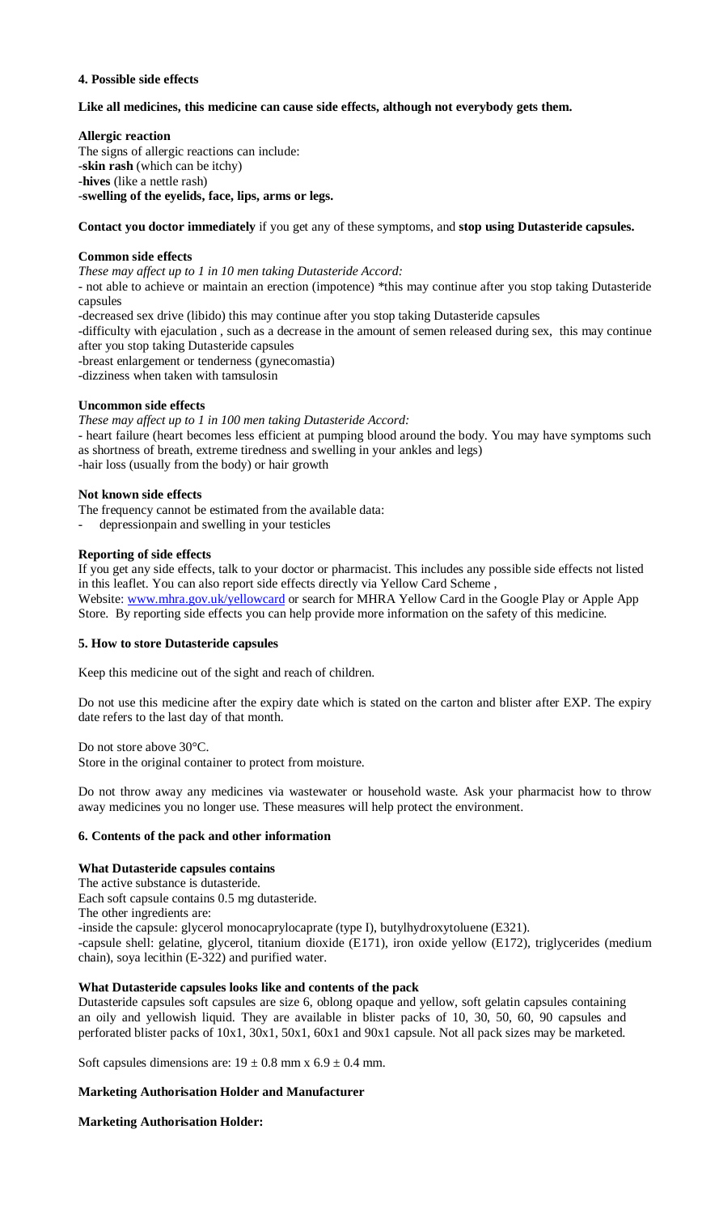#### 4. Possible side effects

**Like all medicines, this medicine can cause side effects, although not everybody gets them.**

**Allergic reaction**
The signs of allergic reactions can include:
-**skin rash** (which can be itchy)
-**hives** (like a nettle rash)
-**swelling of the eyelids, face, lips, arms or legs.**

**Contact you doctor immediately** if you get any of these symptoms, and **stop using Dutasteride capsules.**

**Common side effects**
*These may affect up to 1 in 10 men taking Dutasteride Accord:*
- not able to achieve or maintain an erection (impotence) *this may continue after you stop taking Dutasteride capsules
-decreased sex drive (libido) this may continue after you stop taking Dutasteride capsules
-difficulty with ejaculation , such as a decrease in the amount of semen released during sex, this may continue after you stop taking Dutasteride capsules
-breast enlargement or tenderness (gynecomastia)
-dizziness when taken with tamsulosin

**Uncommon side effects**
*These may affect up to 1 in 100 men taking Dutasteride Accord:*
- heart failure (heart becomes less efficient at pumping blood around the body. You may have symptoms such as shortness of breath, extreme tiredness and swelling in your ankles and legs)
-hair loss (usually from the body) or hair growth

**Not known side effects**
The frequency cannot be estimated from the available data:
- depressionpain and swelling in your testicles

**Reporting of side effects**
If you get any side effects, talk to your doctor or pharmacist. This includes any possible side effects not listed in this leaflet. You can also report side effects directly via Yellow Card Scheme ,
Website: www.mhra.gov.uk/yellowcard or search for MHRA Yellow Card in the Google Play or Apple App Store. By reporting side effects you can help provide more information on the safety of this medicine.

#### 5. How to store Dutasteride capsules

Keep this medicine out of the sight and reach of children.

Do not use this medicine after the expiry date which is stated on the carton and blister after EXP. The expiry date refers to the last day of that month.

Do not store above 30°C.
Store in the original container to protect from moisture.

Do not throw away any medicines via wastewater or household waste. Ask your pharmacist how to throw away medicines you no longer use. These measures will help protect the environment.

#### 6. Contents of the pack and other information

**What Dutasteride capsules contains**
The active substance is dutasteride.
Each soft capsule contains 0.5 mg dutasteride.
The other ingredients are:
-inside the capsule: glycerol monocaprylocaprate (type I), butylhydroxytoluene (E321).
-capsule shell: gelatine, glycerol, titanium dioxide (E171), iron oxide yellow (E172), triglycerides (medium chain), soya lecithin (E-322) and purified water.

**What Dutasteride capsules looks like and contents of the pack**
Dutasteride capsules soft capsules are size 6, oblong opaque and yellow, soft gelatin capsules containing an oily and yellowish liquid. They are available in blister packs of 10, 30, 50, 60, 90 capsules and perforated blister packs of 10x1, 30x1, 50x1, 60x1 and 90x1 capsule. Not all pack sizes may be marketed.

Soft capsules dimensions are: 19 ± 0.8 mm x 6.9 ± 0.4 mm.

**Marketing Authorisation Holder and Manufacturer**

**Marketing Authorisation Holder:**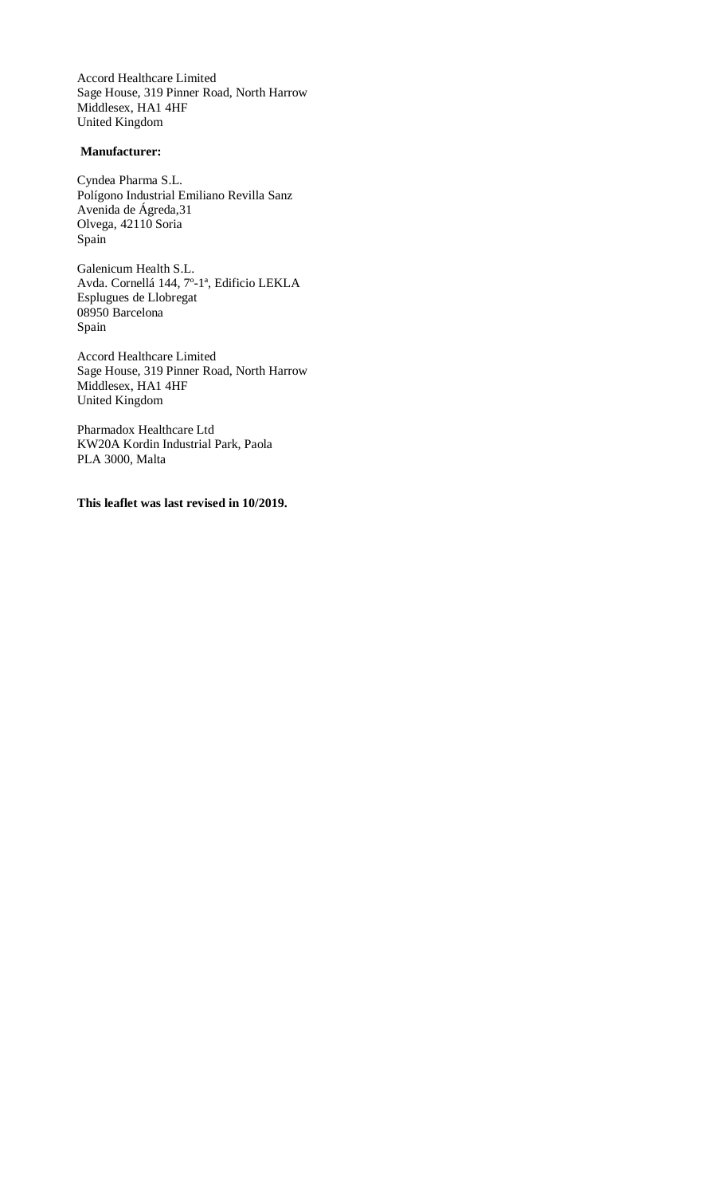Accord Healthcare Limited
Sage House, 319 Pinner Road, North Harrow
Middlesex, HA1 4HF
United Kingdom

**Manufacturer:**

Cyndea Pharma S.L.
Polígono Industrial Emiliano Revilla Sanz
Avenida de Ágreda,31
Olvega, 42110 Soria
Spain

Galenicum Health S.L.
Avda. Cornellá 144, 7º-1ª, Edificio LEKLA
Esplugues de Llobregat
08950 Barcelona
Spain

Accord Healthcare Limited
Sage House, 319 Pinner Road, North Harrow
Middlesex, HA1 4HF
United Kingdom

Pharmadox Healthcare Ltd
KW20A Kordin Industrial Park, Paola
PLA 3000, Malta

**This leaflet was last revised in 10/2019.**